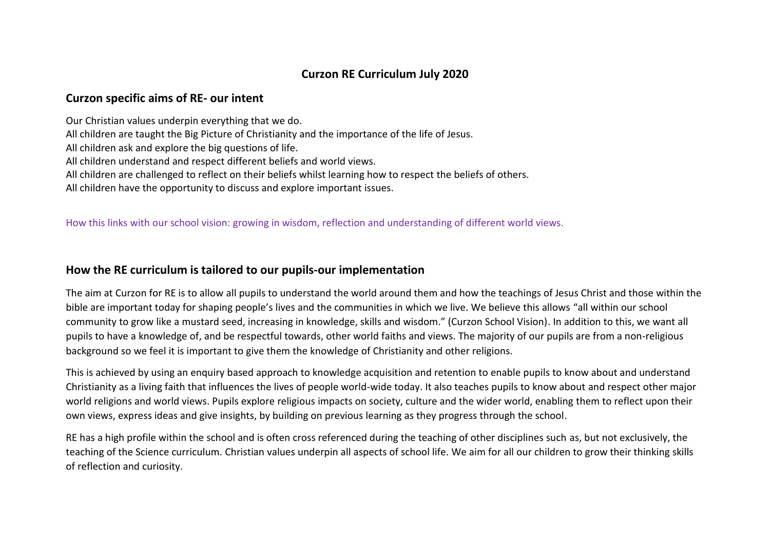# Curzon RE Curriculum July 2020

## Curzon specific aims of RE- our intent

Our Christian values underpin everything that we do.
All children are taught the Big Picture of Christianity and the importance of the life of Jesus.
All children ask and explore the big questions of life.
All children understand and respect different beliefs and world views.
All children are challenged to reflect on their beliefs whilst learning how to respect the beliefs of others.
All children have the opportunity to discuss and explore important issues.

How this links with our school vision: growing in wisdom, reflection and understanding of different world views.

## How the RE curriculum is tailored to our pupils-our implementation

The aim at Curzon for RE is to allow all pupils to understand the world around them and how the teachings of Jesus Christ and those within the bible are important today for shaping people's lives and the communities in which we live. We believe this allows "all within our school community to grow like a mustard seed, increasing in knowledge, skills and wisdom." (Curzon School Vision). In addition to this, we want all pupils to have a knowledge of, and be respectful towards, other world faiths and views. The majority of our pupils are from a non-religious background so we feel it is important to give them the knowledge of Christianity and other religions.

This is achieved by using an enquiry based approach to knowledge acquisition and retention to enable pupils to know about and understand Christianity as a living faith that influences the lives of people world-wide today. It also teaches pupils to know about and respect other major world religions and world views. Pupils explore religious impacts on society, culture and the wider world, enabling them to reflect upon their own views, express ideas and give insights, by building on previous learning as they progress through the school.

RE has a high profile within the school and is often cross referenced during the teaching of other disciplines such as, but not exclusively, the teaching of the Science curriculum. Christian values underpin all aspects of school life. We aim for all our children to grow their thinking skills of reflection and curiosity.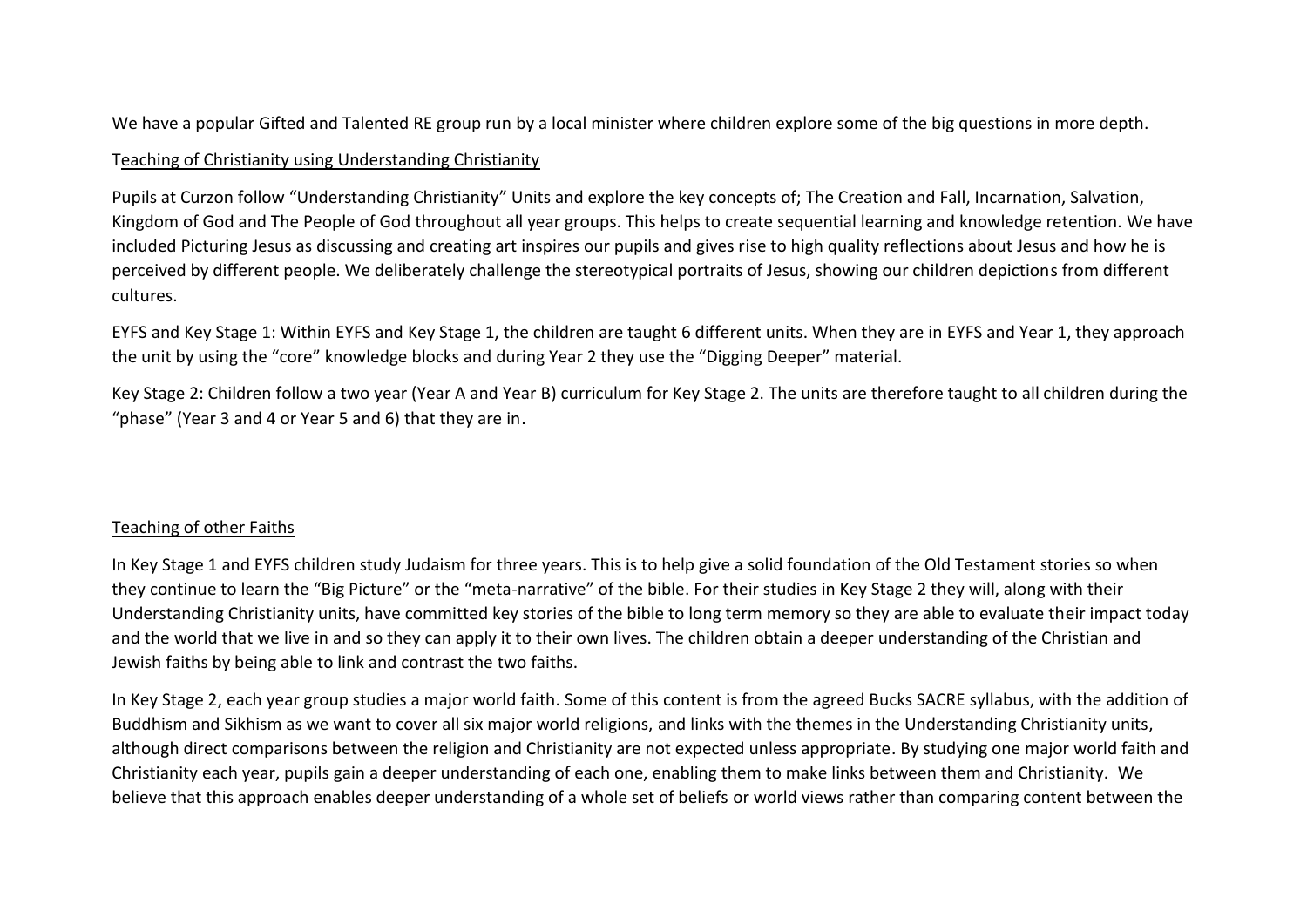We have a popular Gifted and Talented RE group run by a local minister where children explore some of the big questions in more depth.

## Teaching of Christianity using Understanding Christianity

Pupils at Curzon follow “Understanding Christianity” Units and explore the key concepts of; The Creation and Fall, Incarnation, Salvation, Kingdom of God and The People of God throughout all year groups. This helps to create sequential learning and knowledge retention. We have included Picturing Jesus as discussing and creating art inspires our pupils and gives rise to high quality reflections about Jesus and how he is perceived by different people. We deliberately challenge the stereotypical portraits of Jesus, showing our children depictions from different cultures.

EYFS and Key Stage 1: Within EYFS and Key Stage 1, the children are taught 6 different units. When they are in EYFS and Year 1, they approach the unit by using the “core” knowledge blocks and during Year 2 they use the “Digging Deeper” material.

Key Stage 2: Children follow a two year (Year A and Year B) curriculum for Key Stage 2. The units are therefore taught to all children during the “phase” (Year 3 and 4 or Year 5 and 6) that they are in.

## Teaching of other Faiths

In Key Stage 1 and EYFS children study Judaism for three years. This is to help give a solid foundation of the Old Testament stories so when they continue to learn the “Big Picture” or the “meta-narrative” of the bible. For their studies in Key Stage 2 they will, along with their Understanding Christianity units, have committed key stories of the bible to long term memory so they are able to evaluate their impact today and the world that we live in and so they can apply it to their own lives. The children obtain a deeper understanding of the Christian and Jewish faiths by being able to link and contrast the two faiths.

In Key Stage 2, each year group studies a major world faith. Some of this content is from the agreed Bucks SACRE syllabus, with the addition of Buddhism and Sikhism as we want to cover all six major world religions, and links with the themes in the Understanding Christianity units, although direct comparisons between the religion and Christianity are not expected unless appropriate. By studying one major world faith and Christianity each year, pupils gain a deeper understanding of each one, enabling them to make links between them and Christianity. We believe that this approach enables deeper understanding of a whole set of beliefs or world views rather than comparing content between the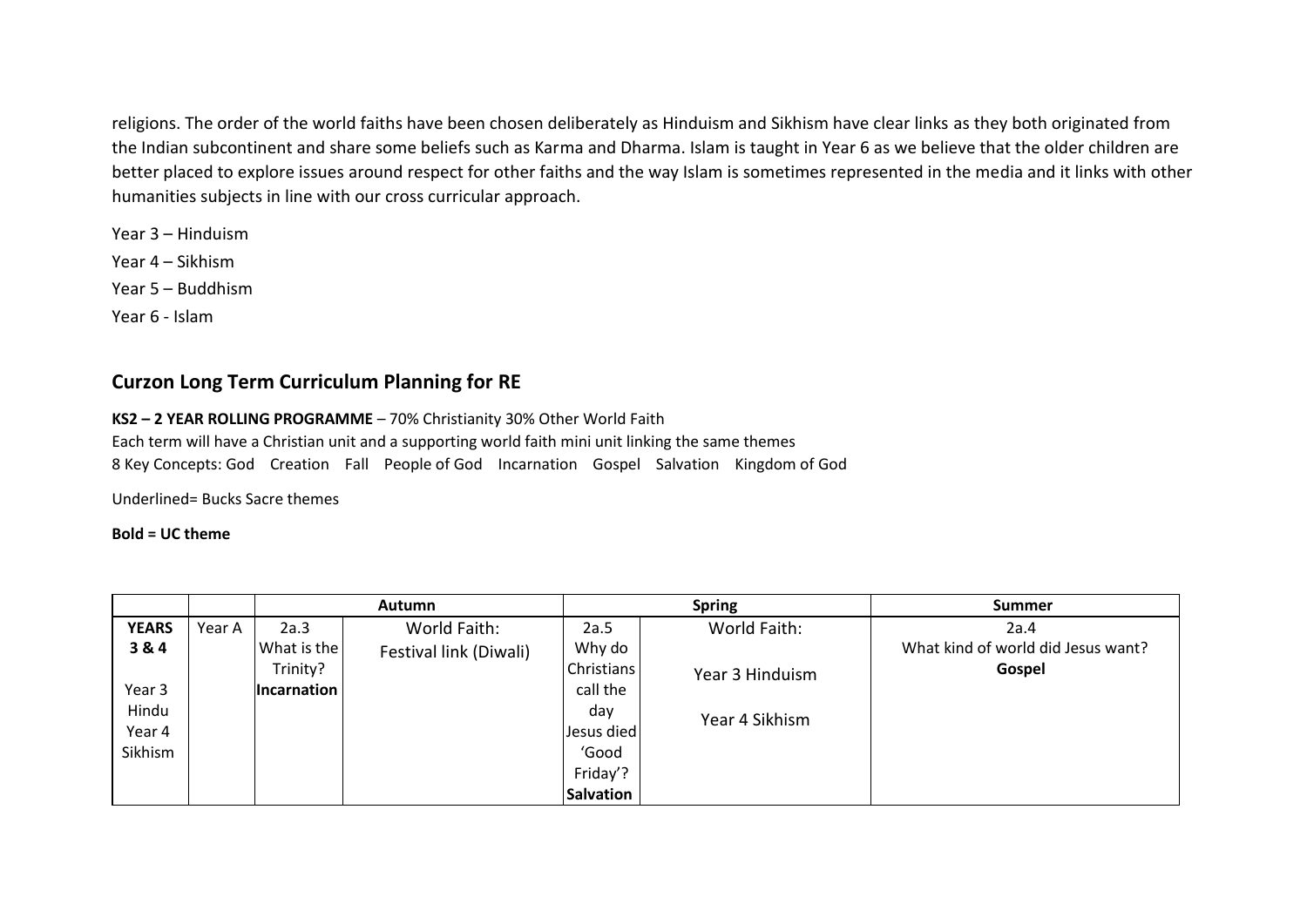religions. The order of the world faiths have been chosen deliberately as Hinduism and Sikhism have clear links as they both originated from the Indian subcontinent and share some beliefs such as Karma and Dharma. Islam is taught in Year 6 as we believe that the older children are better placed to explore issues around respect for other faiths and the way Islam is sometimes represented in the media and it links with other humanities subjects in line with our cross curricular approach.

Year 3 – Hinduism

Year 4 – Sikhism

Year 5 – Buddhism

Year 6 - Islam

## Curzon Long Term Curriculum Planning for RE

**KS2 – 2 YEAR ROLLING PROGRAMME** – 70% Christianity 30% Other World Faith

Each term will have a Christian unit and a supporting world faith mini unit linking the same themes

8 Key Concepts: God Creation Fall People of God Incarnation Gospel Salvation Kingdom of God

Underlined= Bucks Sacre themes

**Bold = UC theme**

| | | Autumn | | Spring | | Summer |
|---|---|---|---|---|---|---|
| **YEARS 3 & 4**<br><br>Year 3 Hindu<br>Year 4 Sikhism | Year A | 2a.3<br>What is the Trinity?<br>**Incarnation** | World Faith:<br>Festival link (Diwali) | 2a.5<br>Why do Christians call the day Jesus died 'Good Friday'?<br>**Salvation** | World Faith:<br><br>Year 3 Hinduism<br><br>Year 4 Sikhism | 2a.4<br>What kind of world did Jesus want?<br>**Gospel** |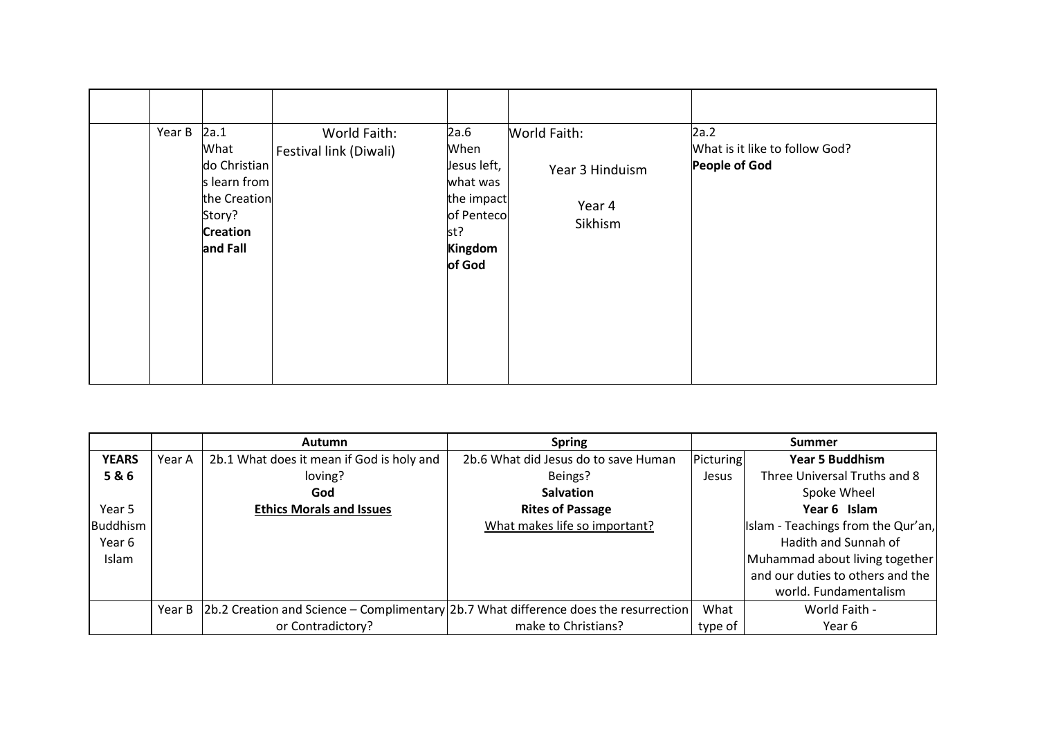| | | | | | | |
|---|---|---|---|---|---|---|
| | Year B | 2a.1 What do Christians learn from the Creation Story? **Creation and Fall** | World Faith: Festival link (Diwali) | 2a.6 When Jesus left, what was the impact of Pentecost? **Kingdom of God** | World Faith: Year 3 Hinduism Year 4 Sikhism | 2a.2 What is it like to follow God? **People of God** |

| | | Autumn | Spring | Summer | |
|---|---|---|---|---|---|
| **YEARS 5 & 6** Year 5 Buddhism Year 6 Islam | Year A | 2b.1 What does it mean if God is holy and loving? **God** **Ethics Morals and Issues** | 2b.6 What did Jesus do to save Human Beings? **Salvation** **Rites of Passage** What makes life so important? | Picturing Jesus | **Year 5 Buddhism** Three Universal Truths and 8 Spoke Wheel **Year 6 Islam** Islam - Teachings from the Qur'an, Hadith and Sunnah of Muhammad about living together and our duties to others and the world. Fundamentalism |
| | Year B | 2b.2 Creation and Science – Complimentary or Contradictory? | 2b.7 What difference does the resurrection make to Christians? | What type of | World Faith - Year 6 |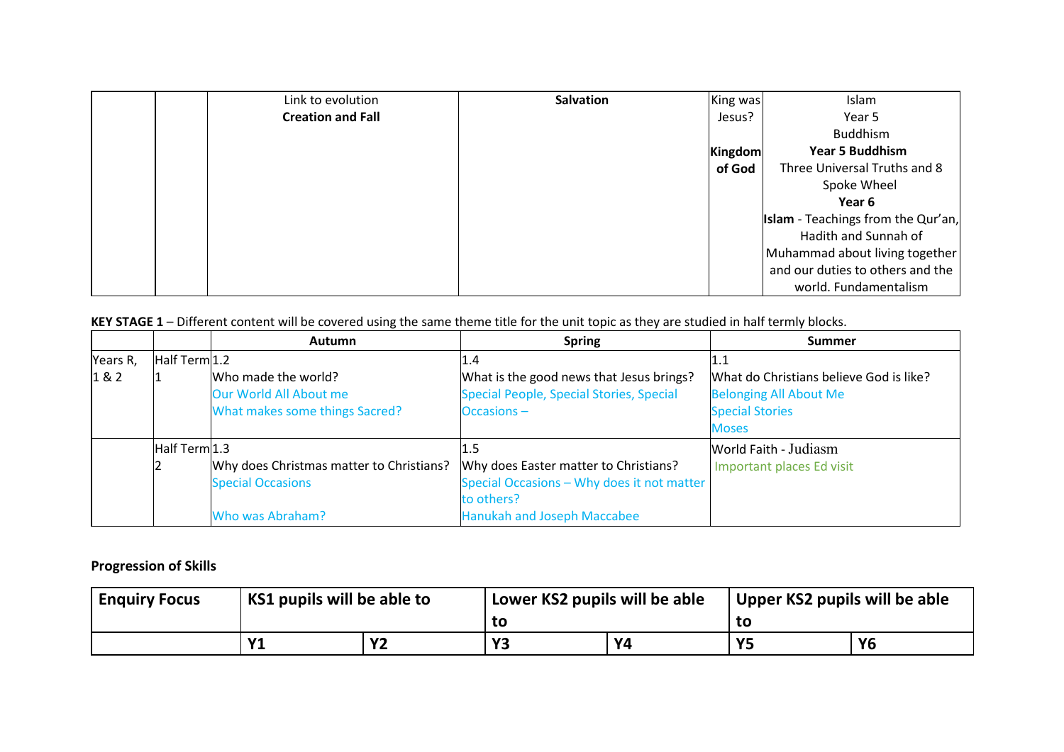|  |  | Link to evolution<br>**Creation and Fall** | **Salvation** | King was Jesus?<br>**Kingdom of God** | Islam<br>Year 5<br>Buddhism<br>**Year 5 Buddhism**<br>Three Universal Truths and 8 Spoke Wheel<br>**Year 6**<br>**Islam** - Teachings from the Qur'an, Hadith and Sunnah of Muhammad about living together and our duties to others and the world. Fundamentalism |
|---|---|---|---|---|---|

**KEY STAGE 1** – Different content will be covered using the same theme title for the unit topic as they are studied in half termly blocks.

|  |  | Autumn | Spring | Summer |
|---|---|---|---|---|
| Years R, 1 & 2 | Half Term 1 | 1.2<br>Who made the world?<br>Our World All About me<br>What makes some things Sacred? | 1.4<br>What is the good news that Jesus brings?<br>Special People, Special Stories, Special Occasions – | 1.1<br>What do Christians believe God is like?<br>Belonging All About Me<br>Special Stories<br>Moses |
|  | Half Term 2 | 1.3<br>Why does Christmas matter to Christians?<br>Special Occasions<br><br>Who was Abraham? | 1.5<br>Why does Easter matter to Christians?<br>Special Occasions – Why does it not matter to others?<br>Hanukah and Joseph Maccabee | World Faith - Judiasm<br>Important places Ed visit |

**Progression of Skills**

| **Enquiry Focus** | **KS1 pupils will be able to** |  | **Lower KS2 pupils will be able to** |  | **Upper KS2 pupils will be able to** |  |
|---|---|---|---|---|---|---|
|  | **Y1** | **Y2** | **Y3** | **Y4** | **Y5** | **Y6** |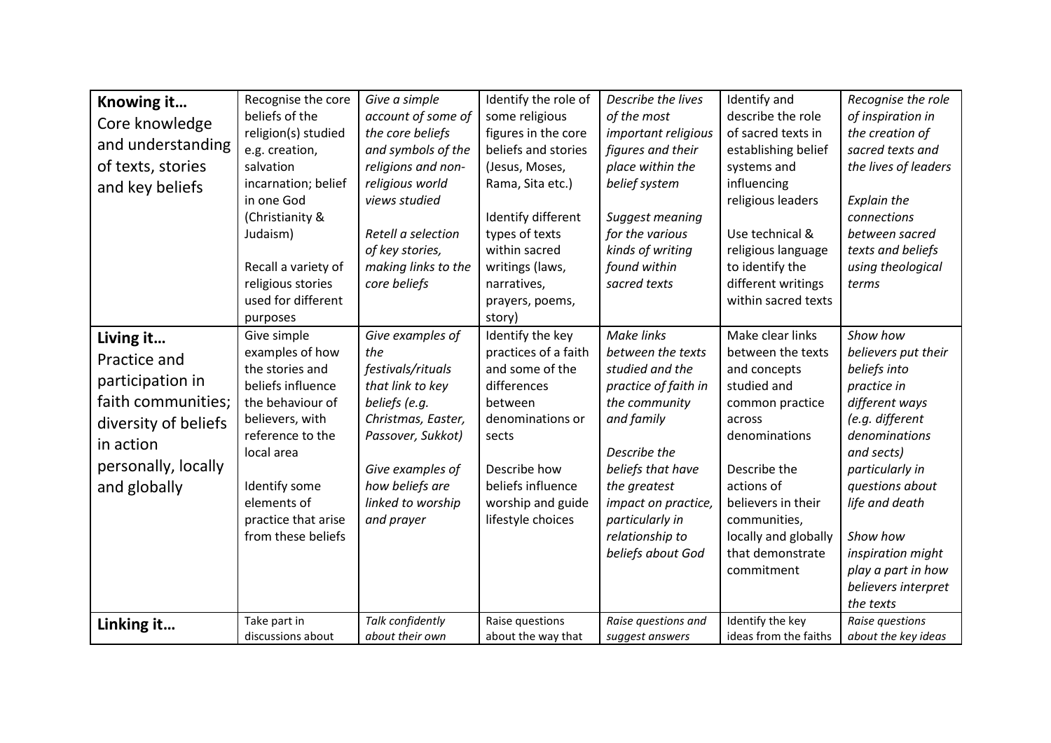| **Knowing it…** Core knowledge and understanding of texts, stories and key beliefs | Recognise the core beliefs of the religion(s) studied e.g. creation, salvation incarnation; belief in one God (Christianity & Judaism)<br><br>Recall a variety of religious stories used for different purposes | *Give a simple account of some of the core beliefs and symbols of the religions and non-religious world views studied*<br><br>*Retell a selection of key stories, making links to the core beliefs* | Identify the role of some religious figures in the core beliefs and stories (Jesus, Moses, Rama, Sita etc.)<br><br>Identify different types of texts within sacred writings (laws, narratives, prayers, poems, story) | *Describe the lives of the most important religious figures and their place within the belief system*<br><br>*Suggest meaning for the various kinds of writing found within sacred texts* | Identify and describe the role of sacred texts in establishing belief systems and influencing religious leaders<br><br>Use technical & religious language to identify the different writings within sacred texts | *Recognise the role of inspiration in the creation of sacred texts and the lives of leaders*<br><br>*Explain the connections between sacred texts and beliefs using theological terms* |
|---|---|---|---|---|---|---|
| **Living it…** Practice and participation in faith communities; diversity of beliefs in action personally, locally and globally | Give simple examples of how the stories and beliefs influence the behaviour of believers, with reference to the local area<br><br>Identify some elements of practice that arise from these beliefs | *Give examples of the festivals/rituals that link to key beliefs (e.g. Christmas, Easter, Passover, Sukkot)*<br><br>*Give examples of how beliefs are linked to worship and prayer* | Identify the key practices of a faith and some of the differences between denominations or sects<br><br>Describe how beliefs influence worship and guide lifestyle choices | *Make links between the texts studied and the practice of faith in the community and family*<br><br>*Describe the beliefs that have the greatest impact on practice, particularly in relationship to beliefs about God* | Make clear links between the texts and concepts studied and common practice across denominations<br><br>Describe the actions of believers in their communities, locally and globally that demonstrate commitment | *Show how believers put their beliefs into practice in different ways (e.g. different denominations and sects) particularly in questions about life and death*<br><br>*Show how inspiration might play a part in how believers interpret the texts* |
| **Linking it…** | Take part in discussions about | *Talk confidently about their own* | Raise questions about the way that | *Raise questions and suggest answers* | Identify the key ideas from the faiths | *Raise questions about the key ideas* |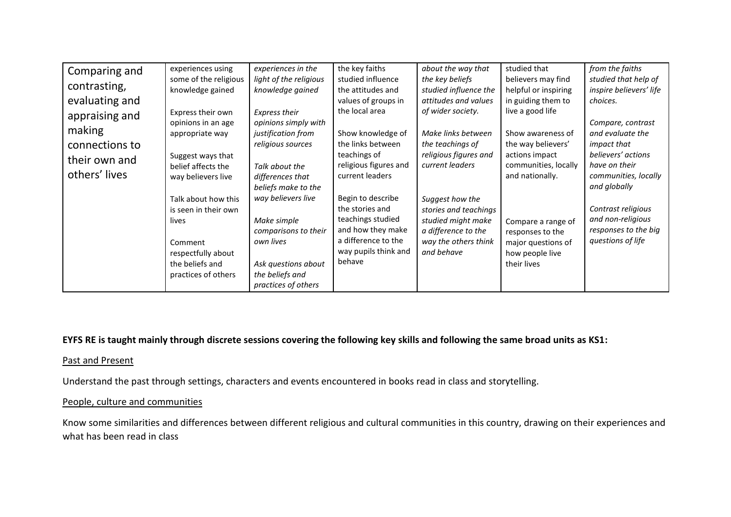| Comparing and contrasting, evaluating and appraising and making connections to their own and others' lives | experiences using some of the religious knowledge gained<br><br>Express their own opinions in an age appropriate way<br><br>Suggest ways that belief affects the way believers live<br><br>Talk about how this is seen in their own lives<br><br>Comment respectfully about the beliefs and practices of others | *experiences in the light of the religious knowledge gained*<br><br>*Express their opinions simply with justification from religious sources*<br><br>*Talk about the differences that beliefs make to the way believers live*<br><br>*Make simple comparisons to their own lives*<br><br>*Ask questions about the beliefs and practices of others* | the key faiths studied influence the attitudes and values of groups in the local area<br><br>Show knowledge of the links between teachings of religious figures and current leaders<br><br>Begin to describe the stories and teachings studied and how they make a difference to the way pupils think and behave | *about the way that the key beliefs studied influence the attitudes and values of wider society.*<br><br>*Make links between the teachings of religious figures and current leaders*<br><br>*Suggest how the stories and teachings studied might make a difference to the way the others think and behave* | studied that believers may find helpful or inspiring in guiding them to live a good life<br><br>Show awareness of the way believers' actions impact communities, locally and nationally.<br><br>Compare a range of responses to the major questions of how people live their lives | *from the faiths studied that help of inspire believers' life choices.*<br><br>*Compare, contrast and evaluate the impact that believers' actions have on their communities, locally and globally*<br><br>*Contrast religious and non-religious responses to the big questions of life* |
|---|---|---|---|---|---|---|

**EYFS RE is taught mainly through discrete sessions covering the following key skills and following the same broad units as KS1:**

<u>Past and Present</u>

Understand the past through settings, characters and events encountered in books read in class and storytelling.

<u>People, culture and communities</u>

Know some similarities and differences between different religious and cultural communities in this country, drawing on their experiences and what has been read in class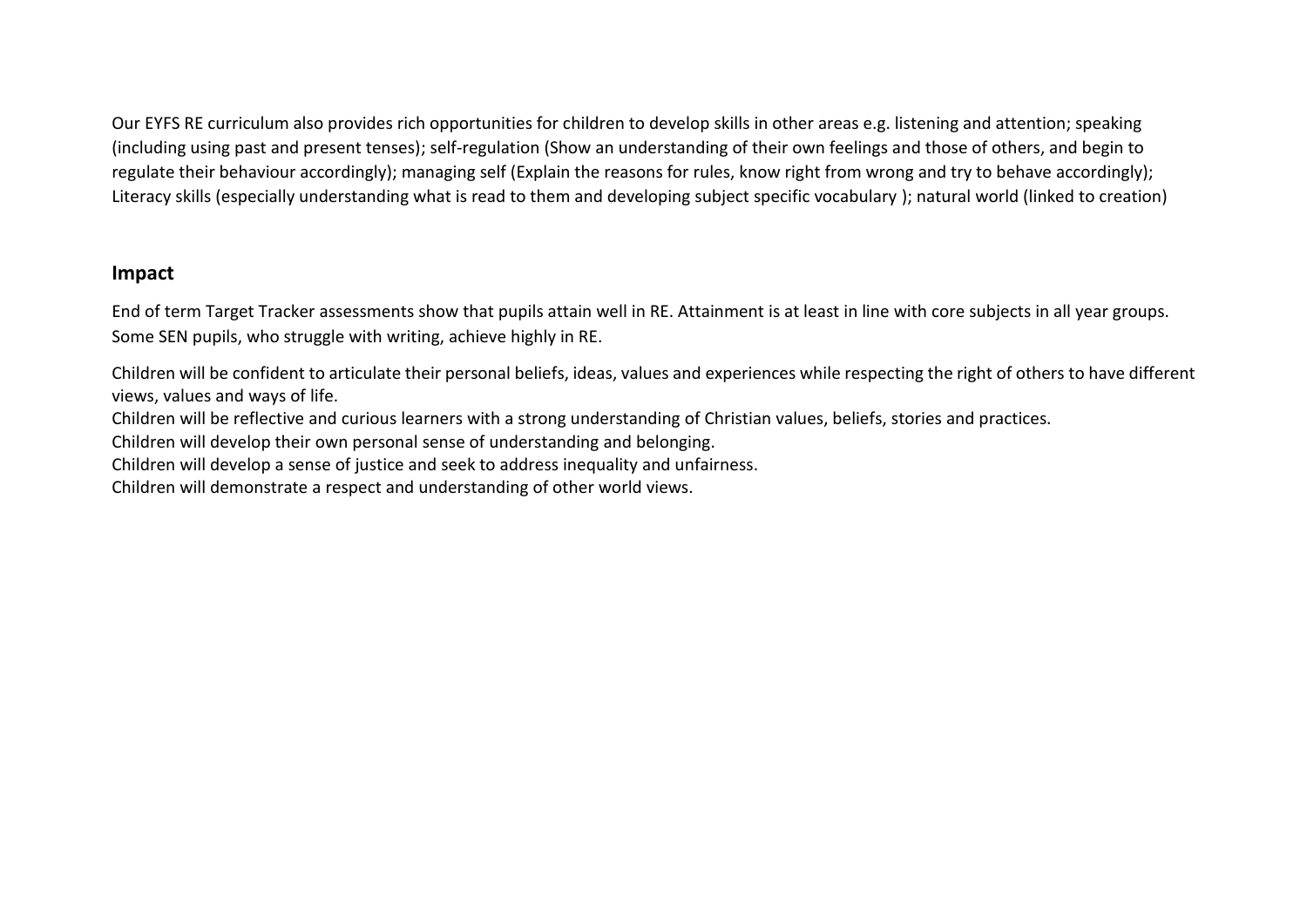Our EYFS RE curriculum also provides rich opportunities for children to develop skills in other areas e.g. listening and attention; speaking (including using past and present tenses); self-regulation (Show an understanding of their own feelings and those of others, and begin to regulate their behaviour accordingly); managing self (Explain the reasons for rules, know right from wrong and try to behave accordingly); Literacy skills (especially understanding what is read to them and developing subject specific vocabulary ); natural world (linked to creation)

## Impact

End of term Target Tracker assessments show that pupils attain well in RE. Attainment is at least in line with core subjects in all year groups. Some SEN pupils, who struggle with writing, achieve highly in RE.

Children will be confident to articulate their personal beliefs, ideas, values and experiences while respecting the right of others to have different views, values and ways of life.
Children will be reflective and curious learners with a strong understanding of Christian values, beliefs, stories and practices.
Children will develop their own personal sense of understanding and belonging.
Children will develop a sense of justice and seek to address inequality and unfairness.
Children will demonstrate a respect and understanding of other world views.